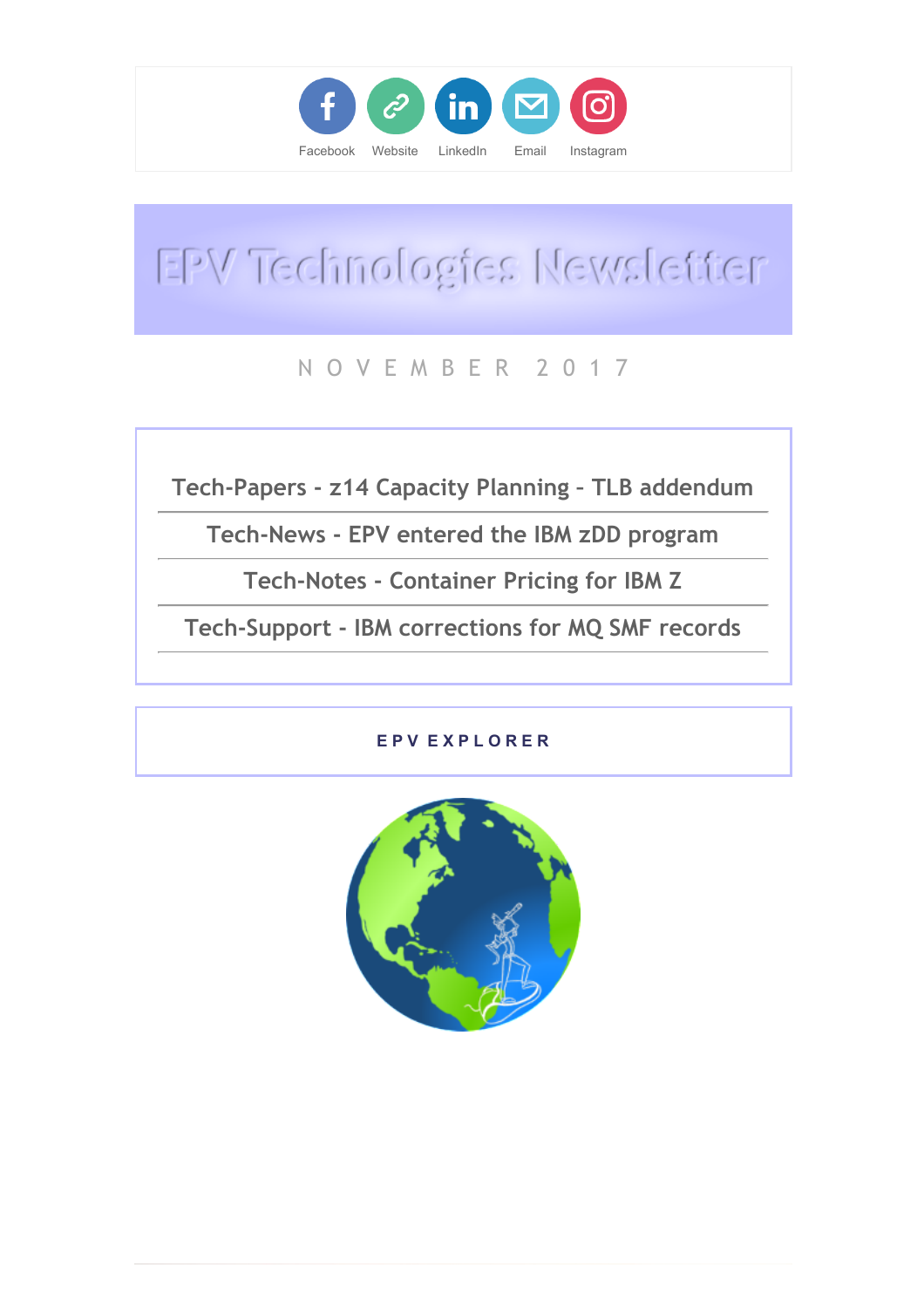Facebook Website LinkedIn Email Instagram

# EPV Technologies Newsletter

NOVEMBER 2017

- Tech-Papers - z14 Capacity Planning - TLB addendum
- Tech-News - EPV entered the IBM zDD program
- Tech-Notes - Container Pricing for IBM Z
- Tech-Support - IBM corrections for MQ SMF records

## EPV EXPLORER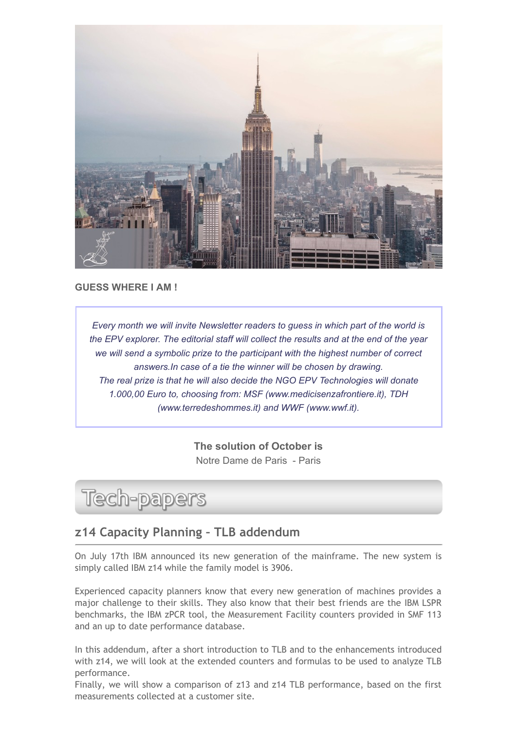**GUESS WHERE I AM !**

*Every month we will invite Newsletter readers to guess in which part of the world is the EPV explorer. The editorial staff will collect the results and at the end of the year we will send a symbolic prize to the participant with the highest number of correct answers.In case of a tie the winner will be chosen by drawing.*
*The real prize is that he will also decide the NGO EPV Technologies will donate 1.000,00 Euro to, choosing from: MSF (www.medicisenzafrontiere.it), TDH (www.terredeshommes.it) and WWF (www.wwf.it).*

**The solution of October is**
Notre Dame de Paris - Paris

# Tech-papers

## z14 Capacity Planning – TLB addendum

On July 17th IBM announced its new generation of the mainframe. The new system is simply called IBM z14 while the family model is 3906.

Experienced capacity planners know that every new generation of machines provides a major challenge to their skills. They also know that their best friends are the IBM LSPR benchmarks, the IBM zPCR tool, the Measurement Facility counters provided in SMF 113 and an up to date performance database.

In this addendum, after a short introduction to TLB and to the enhancements introduced with z14, we will look at the extended counters and formulas to be used to analyze TLB performance.
Finally, we will show a comparison of z13 and z14 TLB performance, based on the first measurements collected at a customer site.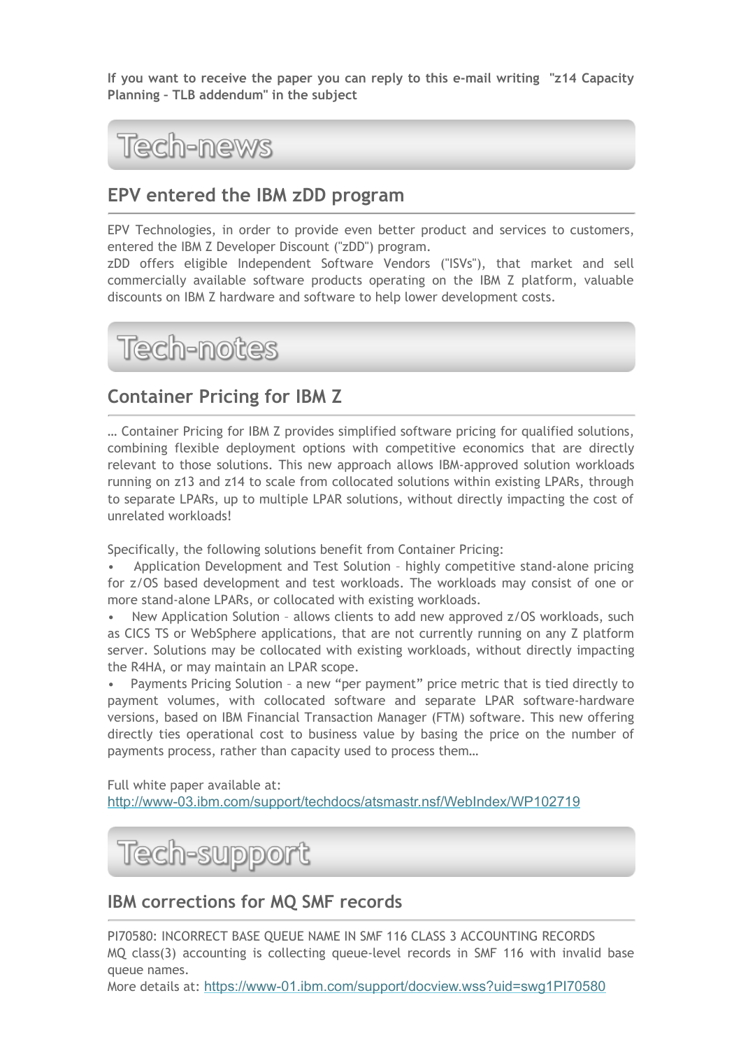**If you want to receive the paper you can reply to this e-mail writing "z14 Capacity Planning – TLB addendum" in the subject**

# Tech-news

## EPV entered the IBM zDD program

EPV Technologies, in order to provide even better product and services to customers, entered the IBM Z Developer Discount ("zDD") program.
zDD offers eligible Independent Software Vendors ("ISVs"), that market and sell commercially available software products operating on the IBM Z platform, valuable discounts on IBM Z hardware and software to help lower development costs.

# Tech-notes

## Container Pricing for IBM Z

… Container Pricing for IBM Z provides simplified software pricing for qualified solutions, combining flexible deployment options with competitive economics that are directly relevant to those solutions. This new approach allows IBM-approved solution workloads running on z13 and z14 to scale from collocated solutions within existing LPARs, through to separate LPARs, up to multiple LPAR solutions, without directly impacting the cost of unrelated workloads!

Specifically, the following solutions benefit from Container Pricing:

- Application Development and Test Solution – highly competitive stand-alone pricing for z/OS based development and test workloads. The workloads may consist of one or more stand-alone LPARs, or collocated with existing workloads.
- New Application Solution – allows clients to add new approved z/OS workloads, such as CICS TS or WebSphere applications, that are not currently running on any Z platform server. Solutions may be collocated with existing workloads, without directly impacting the R4HA, or may maintain an LPAR scope.
- Payments Pricing Solution – a new "per payment" price metric that is tied directly to payment volumes, with collocated software and separate LPAR software-hardware versions, based on IBM Financial Transaction Manager (FTM) software. This new offering directly ties operational cost to business value by basing the price on the number of payments process, rather than capacity used to process them…

Full white paper available at:
http://www-03.ibm.com/support/techdocs/atsmastr.nsf/WebIndex/WP102719

# Tech-support

## IBM corrections for MQ SMF records

PI70580: INCORRECT BASE QUEUE NAME IN SMF 116 CLASS 3 ACCOUNTING RECORDS
MQ class(3) accounting is collecting queue-level records in SMF 116 with invalid base queue names.
More details at: https://www-01.ibm.com/support/docview.wss?uid=swg1PI70580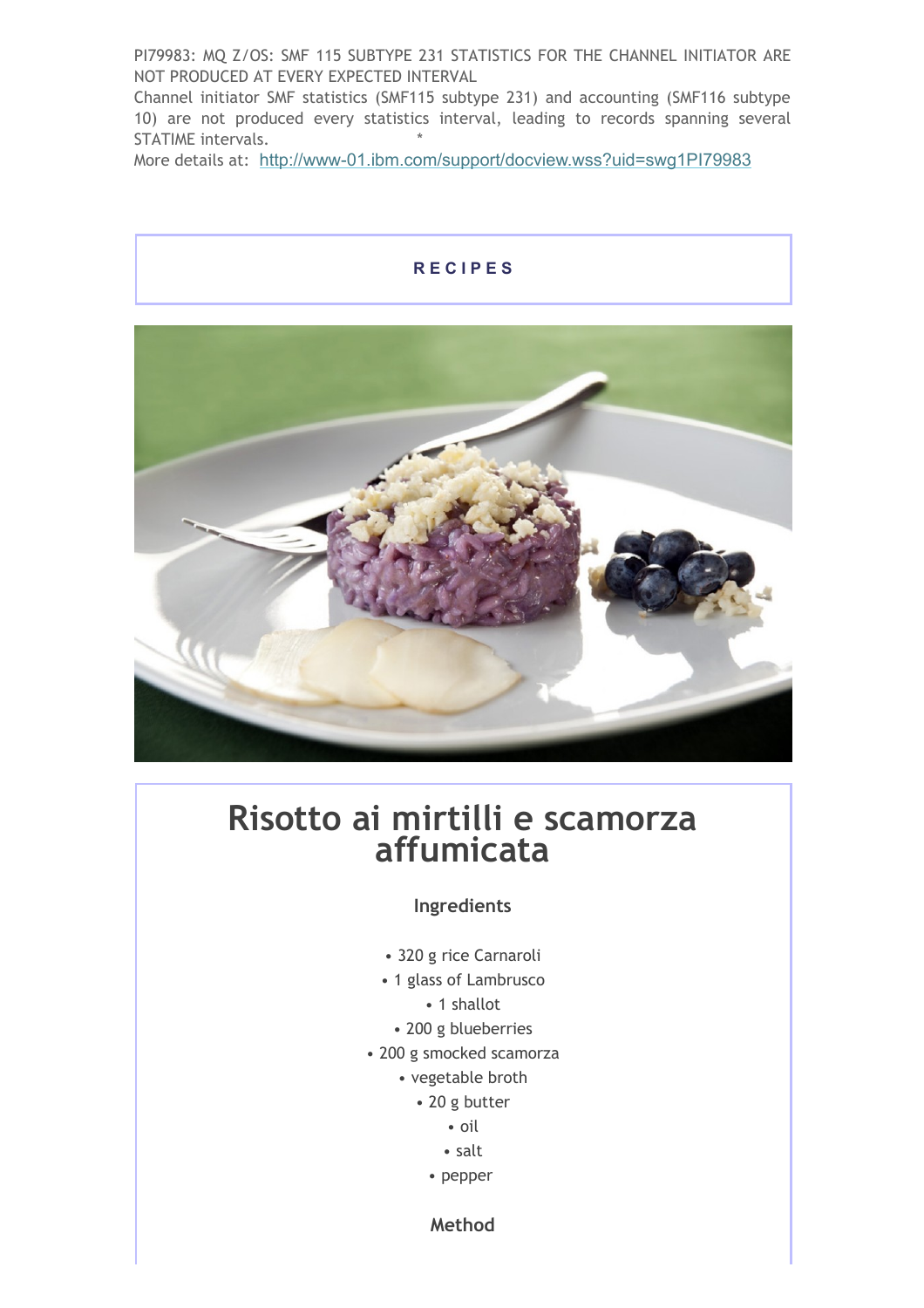PI79983: MQ Z/OS: SMF 115 SUBTYPE 231 STATISTICS FOR THE CHANNEL INITIATOR ARE NOT PRODUCED AT EVERY EXPECTED INTERVAL

Channel initiator SMF statistics (SMF115 subtype 231) and accounting (SMF116 subtype 10) are not produced every statistics interval, leading to records spanning several STATIME intervals.

More details at: [http://www-01.ibm.com/support/docview.wss?uid=swg1PI79983](http://www-01.ibm.com/support/docview.wss?uid=swg1PI79983)

**RECIPES**

# Risotto ai mirtilli e scamorza affumicata

### Ingredients

- 320 g rice Carnaroli
- 1 glass of Lambrusco
- 1 shallot
- 200 g blueberries
- 200 g smocked scamorza
- vegetable broth
- 20 g butter
- oil
- salt
- pepper

### Method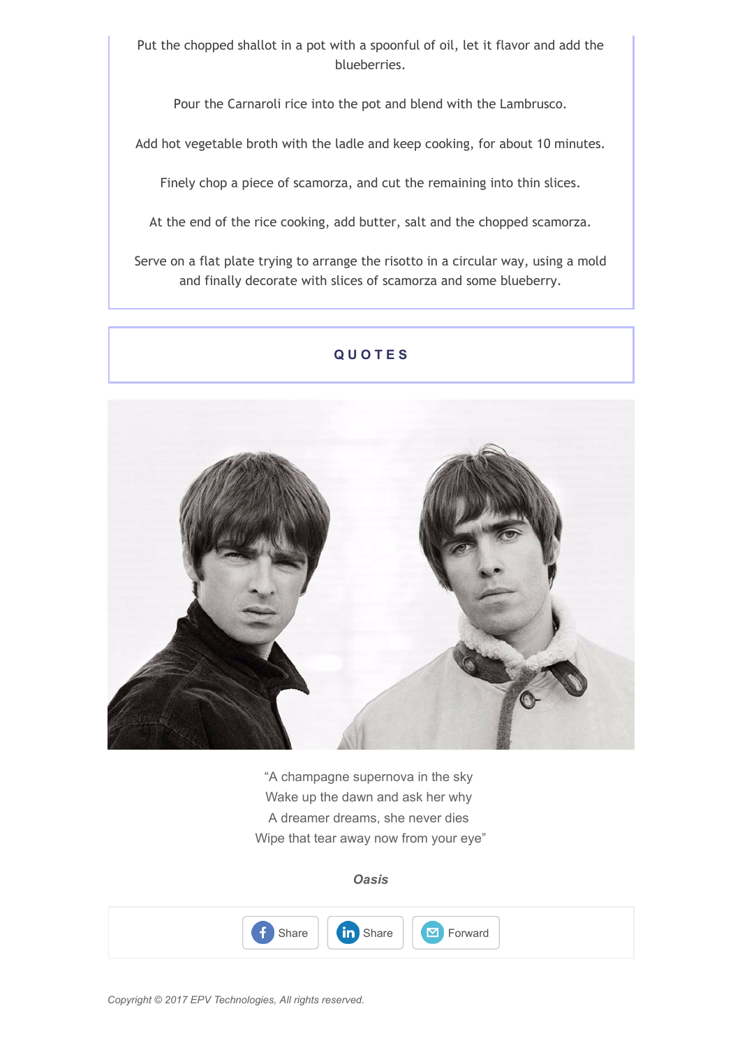Put the chopped shallot in a pot with a spoonful of oil, let it flavor and add the blueberries.

Pour the Carnaroli rice into the pot and blend with the Lambrusco.

Add hot vegetable broth with the ladle and keep cooking, for about 10 minutes.

Finely chop a piece of scamorza, and cut the remaining into thin slices.

At the end of the rice cooking, add butter, salt and the chopped scamorza.

Serve on a flat plate trying to arrange the risotto in a circular way, using a mold and finally decorate with slices of scamorza and some blueberry.

## QUOTES

"A champagne supernova in the sky
Wake up the dawn and ask her why
A dreamer dreams, she never dies
Wipe that tear away now from your eye"

***Oasis***

Share | Share | Forward

*Copyright © 2017 EPV Technologies, All rights reserved.*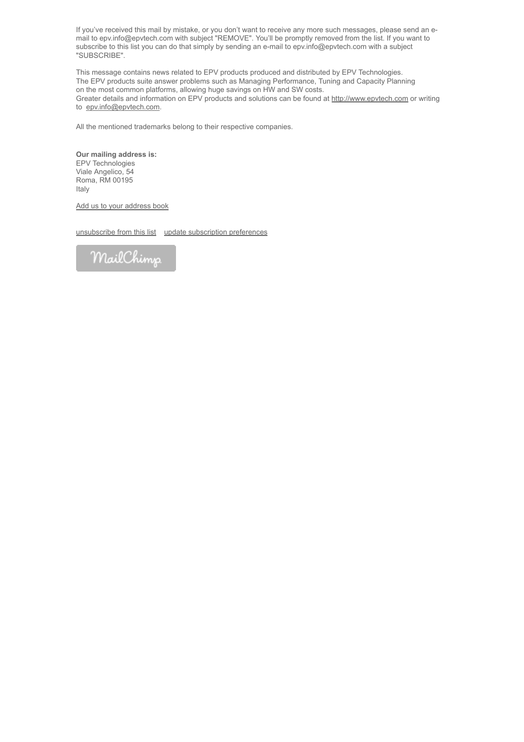If you've received this mail by mistake, or you don't want to receive any more such messages, please send an e-mail to epv.info@epvtech.com with subject "REMOVE". You'll be promptly removed from the list. If you want to subscribe to this list you can do that simply by sending an e-mail to epv.info@epvtech.com with a subject "SUBSCRIBE".

This message contains news related to EPV products produced and distributed by EPV Technologies.
The EPV products suite answer problems such as Managing Performance, Tuning and Capacity Planning on the most common platforms, allowing huge savings on HW and SW costs.
Greater details and information on EPV products and solutions can be found at http://www.epvtech.com or writing to epv.info@epvtech.com.

All the mentioned trademarks belong to their respective companies.

**Our mailing address is:**
EPV Technologies
Viale Angelico, 54
Roma, RM 00195
Italy

Add us to your address book

unsubscribe from this list    update subscription preferences

MailChimp